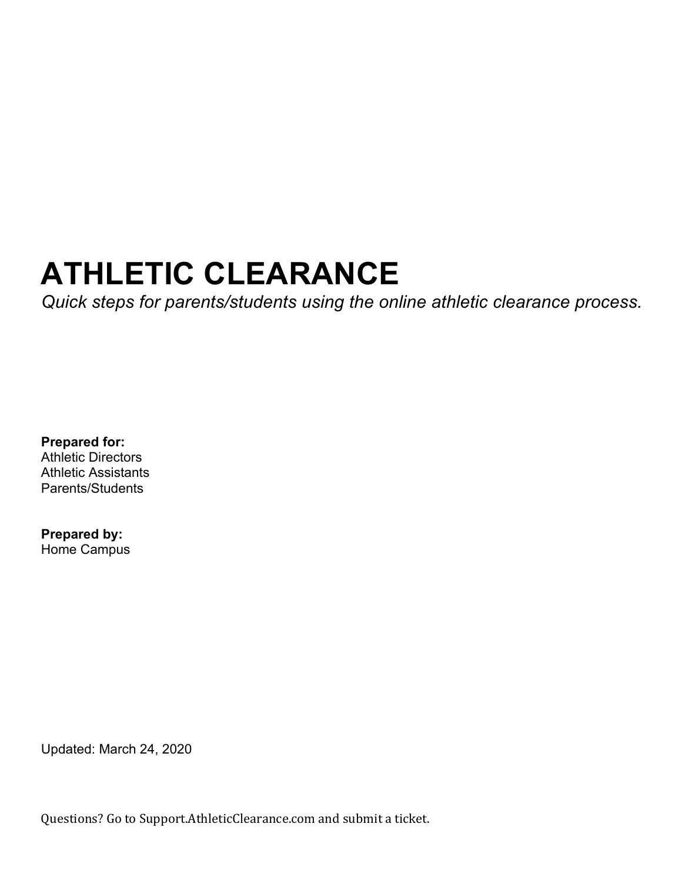# ATHLETIC CLEARANCE

*Quick steps for parents/students using the online athletic clearance process.*

**Prepared for:**
Athletic Directors
Athletic Assistants
Parents/Students

**Prepared by:**
Home Campus

Updated: March 24, 2020

Questions? Go to Support.AthleticClearance.com and submit a ticket.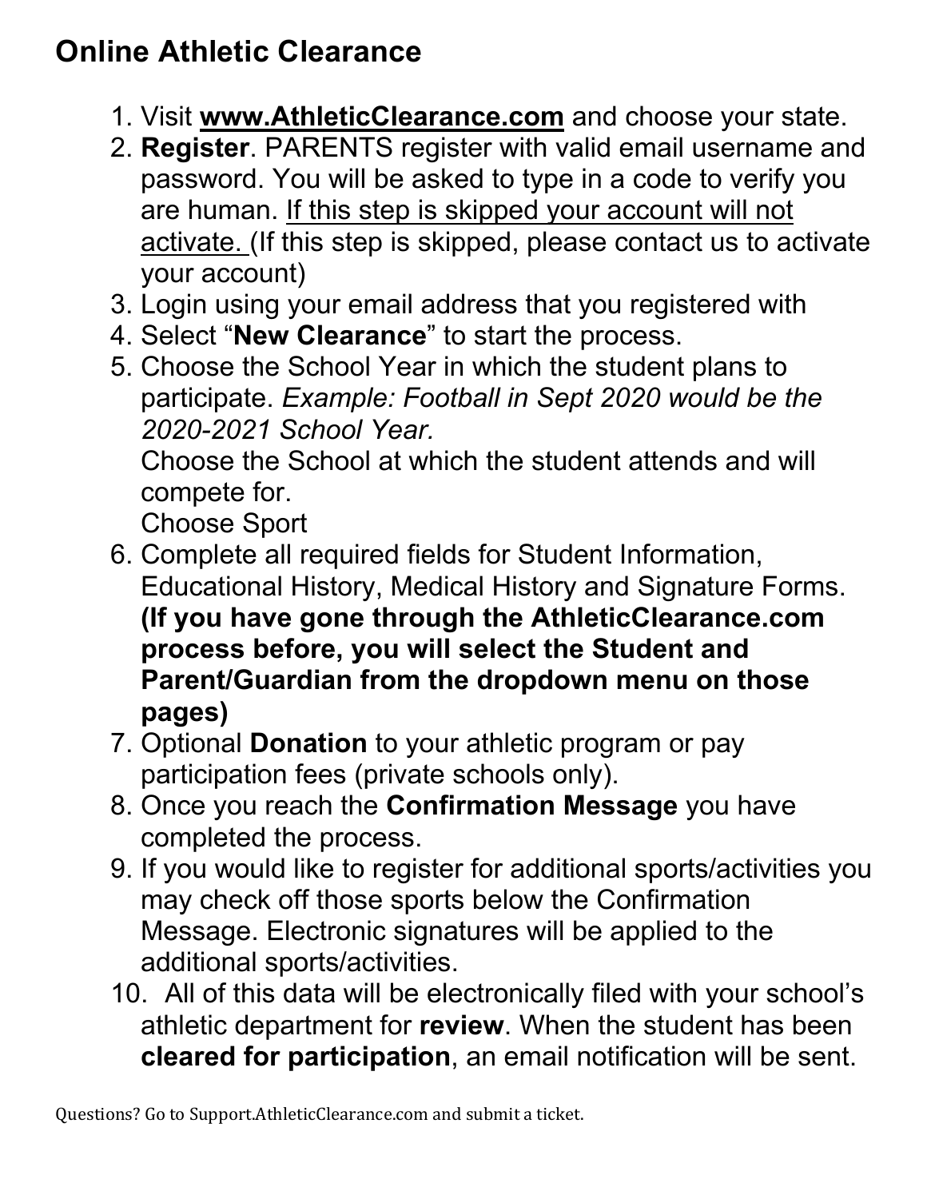# Online Athletic Clearance

1. Visit **www.AthleticClearance.com** and choose your state.
2. **Register**. PARENTS register with valid email username and password. You will be asked to type in a code to verify you are human. If this step is skipped your account will not activate. (If this step is skipped, please contact us to activate your account)
3. Login using your email address that you registered with
4. Select "**New Clearance**" to start the process.
5. Choose the School Year in which the student plans to participate. *Example: Football in Sept 2020 would be the 2020-2021 School Year.*
   Choose the School at which the student attends and will compete for.
   Choose Sport
6. Complete all required fields for Student Information, Educational History, Medical History and Signature Forms. **(If you have gone through the AthleticClearance.com process before, you will select the Student and Parent/Guardian from the dropdown menu on those pages)**
7. Optional **Donation** to your athletic program or pay participation fees (private schools only).
8. Once you reach the **Confirmation Message** you have completed the process.
9. If you would like to register for additional sports/activities you may check off those sports below the Confirmation Message. Electronic signatures will be applied to the additional sports/activities.
10. All of this data will be electronically filed with your school's athletic department for **review**. When the student has been **cleared for participation**, an email notification will be sent.

Questions? Go to Support.AthleticClearance.com and submit a ticket.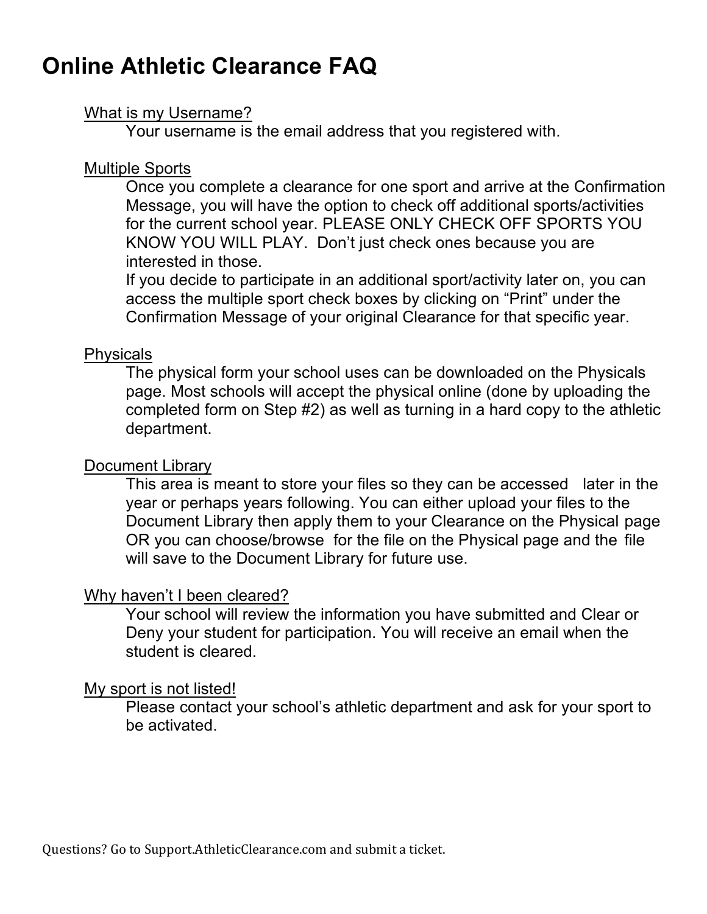# Online Athletic Clearance FAQ

## What is my Username?

Your username is the email address that you registered with.

## Multiple Sports

Once you complete a clearance for one sport and arrive at the Confirmation Message, you will have the option to check off additional sports/activities for the current school year. PLEASE ONLY CHECK OFF SPORTS YOU KNOW YOU WILL PLAY. Don't just check ones because you are interested in those.

If you decide to participate in an additional sport/activity later on, you can access the multiple sport check boxes by clicking on "Print" under the Confirmation Message of your original Clearance for that specific year.

## Physicals

The physical form your school uses can be downloaded on the Physicals page. Most schools will accept the physical online (done by uploading the completed form on Step #2) as well as turning in a hard copy to the athletic department.

## Document Library

This area is meant to store your files so they can be accessed later in the year or perhaps years following. You can either upload your files to the Document Library then apply them to your Clearance on the Physical page OR you can choose/browse for the file on the Physical page and the file will save to the Document Library for future use.

## Why haven't I been cleared?

Your school will review the information you have submitted and Clear or Deny your student for participation. You will receive an email when the student is cleared.

## My sport is not listed!

Please contact your school's athletic department and ask for your sport to be activated.

Questions? Go to Support.AthleticClearance.com and submit a ticket.